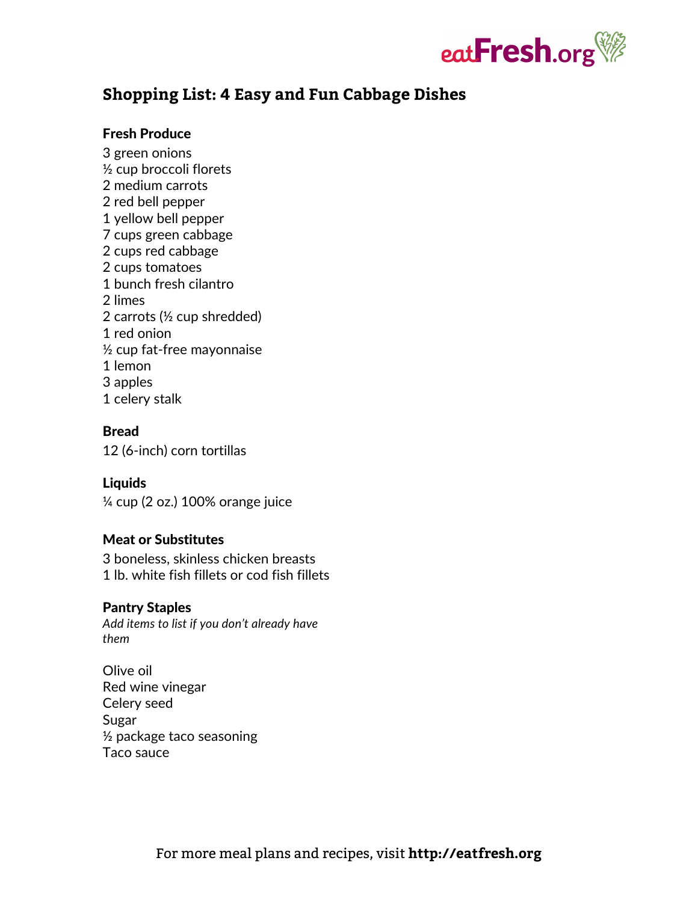# Shopping List: 4 Easy and Fun Cabbage Dishes

### Fresh Produce

3 green onions
½ cup broccoli florets
2 medium carrots
2 red bell pepper
1 yellow bell pepper
7 cups green cabbage
2 cups red cabbage
2 cups tomatoes
1 bunch fresh cilantro
2 limes
2 carrots (½ cup shredded)
1 red onion
½ cup fat-free mayonnaise
1 lemon
3 apples
1 celery stalk

### Bread

12 (6-inch) corn tortillas

### Liquids

¼ cup (2 oz.) 100% orange juice

### Meat or Substitutes

3 boneless, skinless chicken breasts
1 lb. white fish fillets or cod fish fillets

### Pantry Staples

*Add items to list if you don't already have them*

Olive oil
Red wine vinegar
Celery seed
Sugar
½ package taco seasoning
Taco sauce

For more meal plans and recipes, visit **http://eatfresh.org**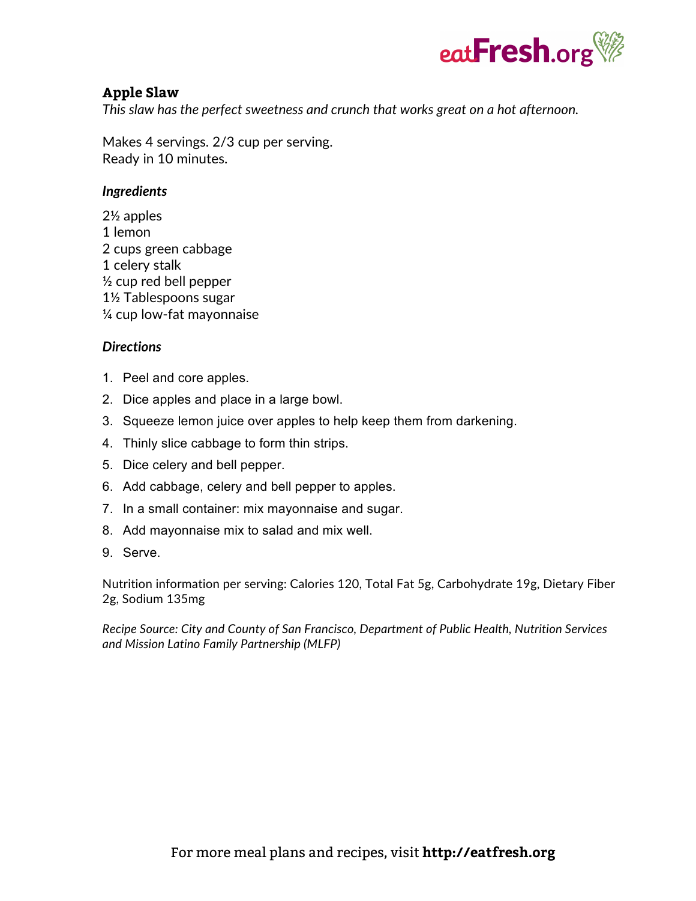# Apple Slaw

*This slaw has the perfect sweetness and crunch that works great on a hot afternoon.*

Makes 4 servings. 2/3 cup per serving.
Ready in 10 minutes.

### *Ingredients*

2½ apples
1 lemon
2 cups green cabbage
1 celery stalk
½ cup red bell pepper
1½ Tablespoons sugar
¼ cup low-fat mayonnaise

### *Directions*

1. Peel and core apples.
2. Dice apples and place in a large bowl.
3. Squeeze lemon juice over apples to help keep them from darkening.
4. Thinly slice cabbage to form thin strips.
5. Dice celery and bell pepper.
6. Add cabbage, celery and bell pepper to apples.
7. In a small container: mix mayonnaise and sugar.
8. Add mayonnaise mix to salad and mix well.
9. Serve.

Nutrition information per serving: Calories 120, Total Fat 5g, Carbohydrate 19g, Dietary Fiber 2g, Sodium 135mg

*Recipe Source: City and County of San Francisco, Department of Public Health, Nutrition Services and Mission Latino Family Partnership (MLFP)*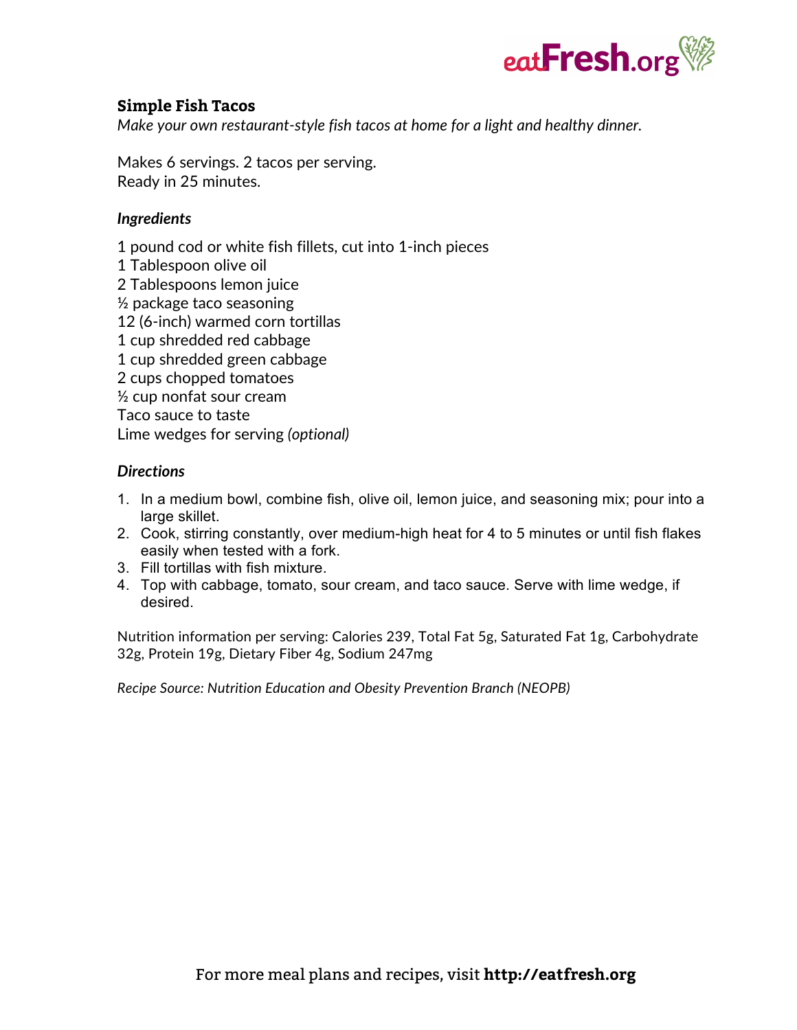## Simple Fish Tacos

*Make your own restaurant-style fish tacos at home for a light and healthy dinner.*

Makes 6 servings. 2 tacos per serving.
Ready in 25 minutes.

### *Ingredients*

1 pound cod or white fish fillets, cut into 1-inch pieces
1 Tablespoon olive oil
2 Tablespoons lemon juice
½ package taco seasoning
12 (6-inch) warmed corn tortillas
1 cup shredded red cabbage
1 cup shredded green cabbage
2 cups chopped tomatoes
½ cup nonfat sour cream
Taco sauce to taste
Lime wedges for serving *(optional)*

### *Directions*

1. In a medium bowl, combine fish, olive oil, lemon juice, and seasoning mix; pour into a large skillet.
2. Cook, stirring constantly, over medium-high heat for 4 to 5 minutes or until fish flakes easily when tested with a fork.
3. Fill tortillas with fish mixture.
4. Top with cabbage, tomato, sour cream, and taco sauce. Serve with lime wedge, if desired.

Nutrition information per serving: Calories 239, Total Fat 5g, Saturated Fat 1g, Carbohydrate 32g, Protein 19g, Dietary Fiber 4g, Sodium 247mg

*Recipe Source: Nutrition Education and Obesity Prevention Branch (NEOPB)*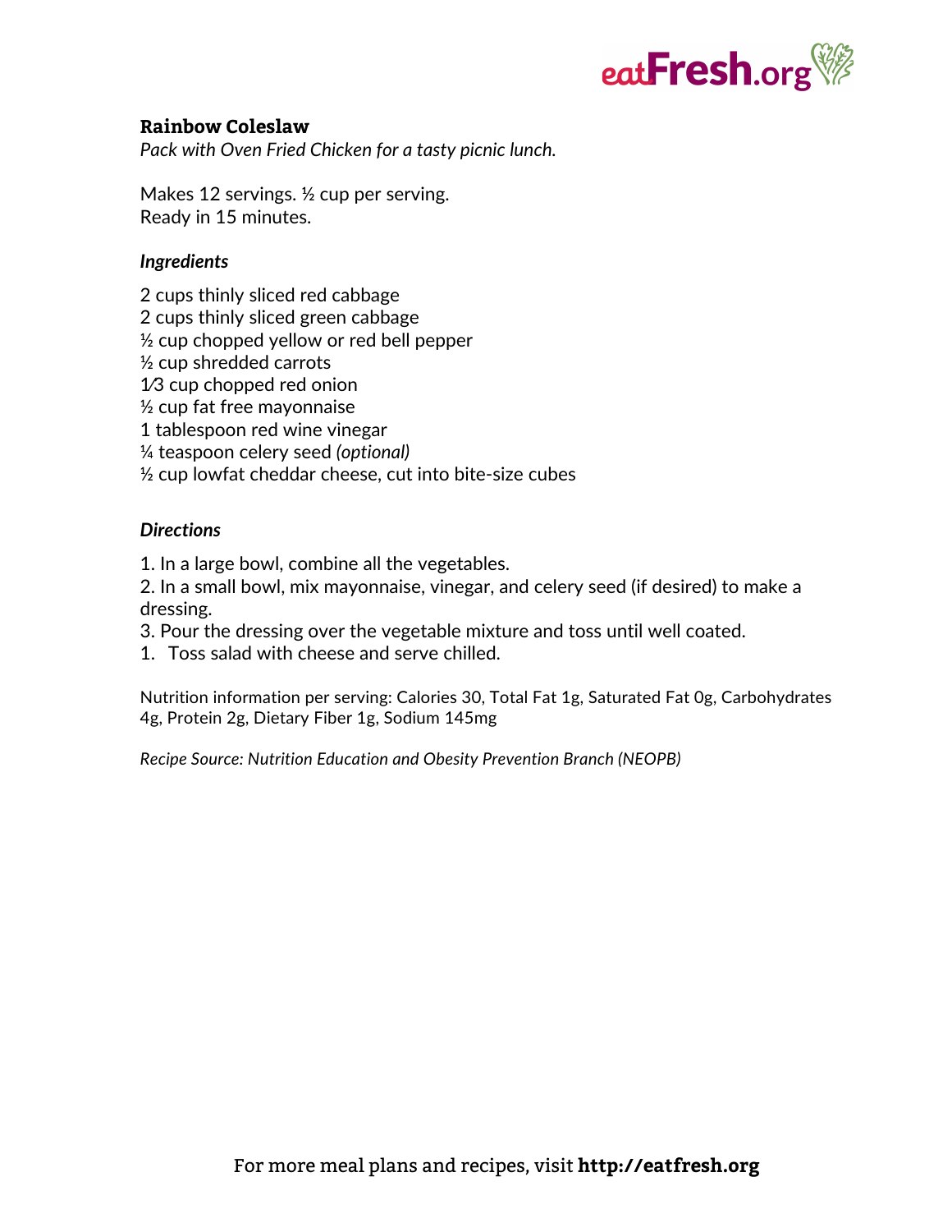## Rainbow Coleslaw

*Pack with Oven Fried Chicken for a tasty picnic lunch.*

Makes 12 servings. ½ cup per serving.
Ready in 15 minutes.

### *Ingredients*

2 cups thinly sliced red cabbage
2 cups thinly sliced green cabbage
½ cup chopped yellow or red bell pepper
½ cup shredded carrots
1⁄3 cup chopped red onion
½ cup fat free mayonnaise
1 tablespoon red wine vinegar
¼ teaspoon celery seed *(optional)*
½ cup lowfat cheddar cheese, cut into bite-size cubes

### *Directions*

1. In a large bowl, combine all the vegetables.
2. In a small bowl, mix mayonnaise, vinegar, and celery seed (if desired) to make a dressing.
3. Pour the dressing over the vegetable mixture and toss until well coated.
1. Toss salad with cheese and serve chilled.

Nutrition information per serving: Calories 30, Total Fat 1g, Saturated Fat 0g, Carbohydrates 4g, Protein 2g, Dietary Fiber 1g, Sodium 145mg

*Recipe Source: Nutrition Education and Obesity Prevention Branch (NEOPB)*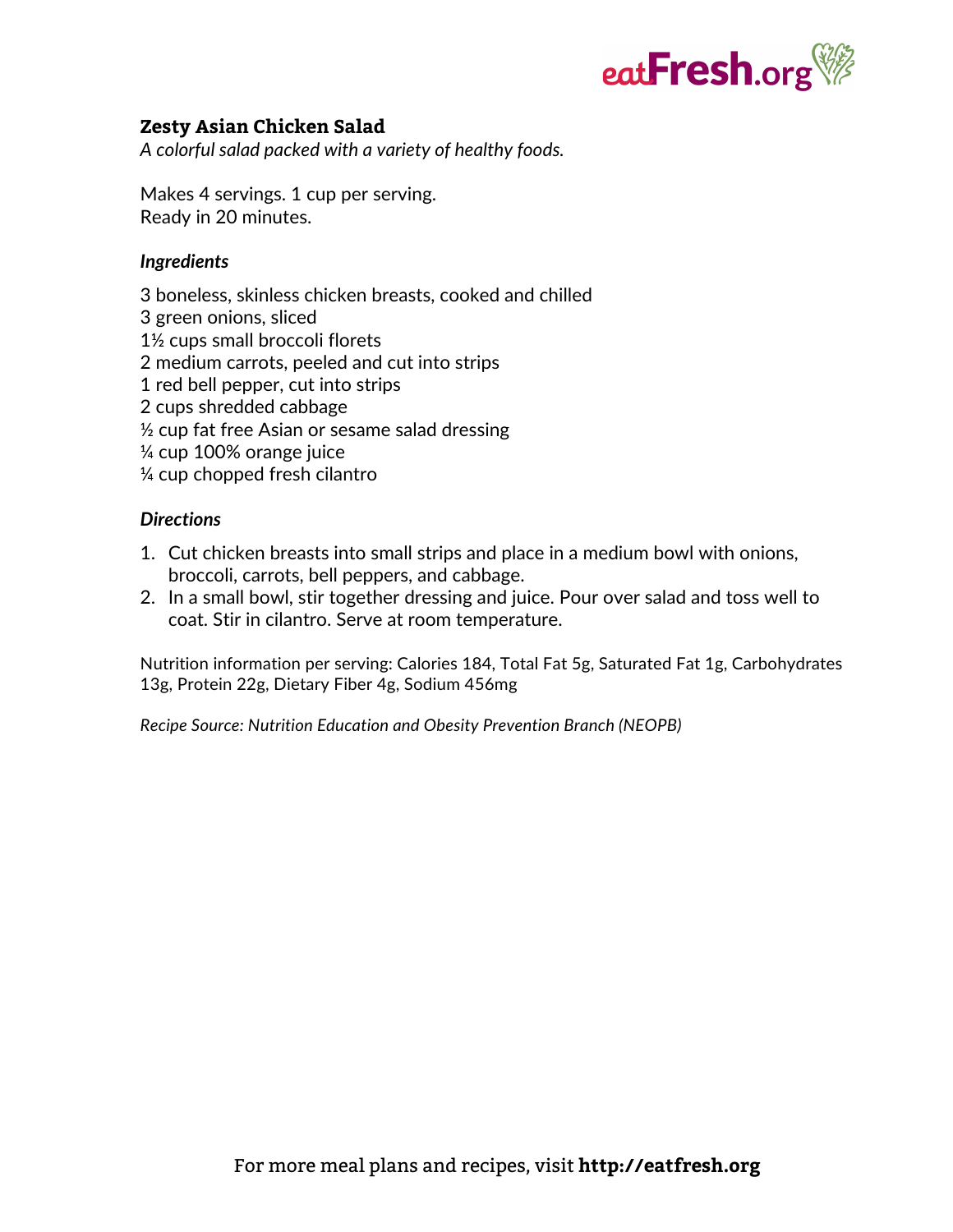## Zesty Asian Chicken Salad

*A colorful salad packed with a variety of healthy foods.*

Makes 4 servings. 1 cup per serving.
Ready in 20 minutes.

### *Ingredients*

3 boneless, skinless chicken breasts, cooked and chilled
3 green onions, sliced
1½ cups small broccoli florets
2 medium carrots, peeled and cut into strips
1 red bell pepper, cut into strips
2 cups shredded cabbage
½ cup fat free Asian or sesame salad dressing
¼ cup 100% orange juice
¼ cup chopped fresh cilantro

### *Directions*

1. Cut chicken breasts into small strips and place in a medium bowl with onions, broccoli, carrots, bell peppers, and cabbage.
2. In a small bowl, stir together dressing and juice. Pour over salad and toss well to coat. Stir in cilantro. Serve at room temperature.

Nutrition information per serving: Calories 184, Total Fat 5g, Saturated Fat 1g, Carbohydrates 13g, Protein 22g, Dietary Fiber 4g, Sodium 456mg

*Recipe Source: Nutrition Education and Obesity Prevention Branch (NEOPB)*

For more meal plans and recipes, visit **http://eatfresh.org**